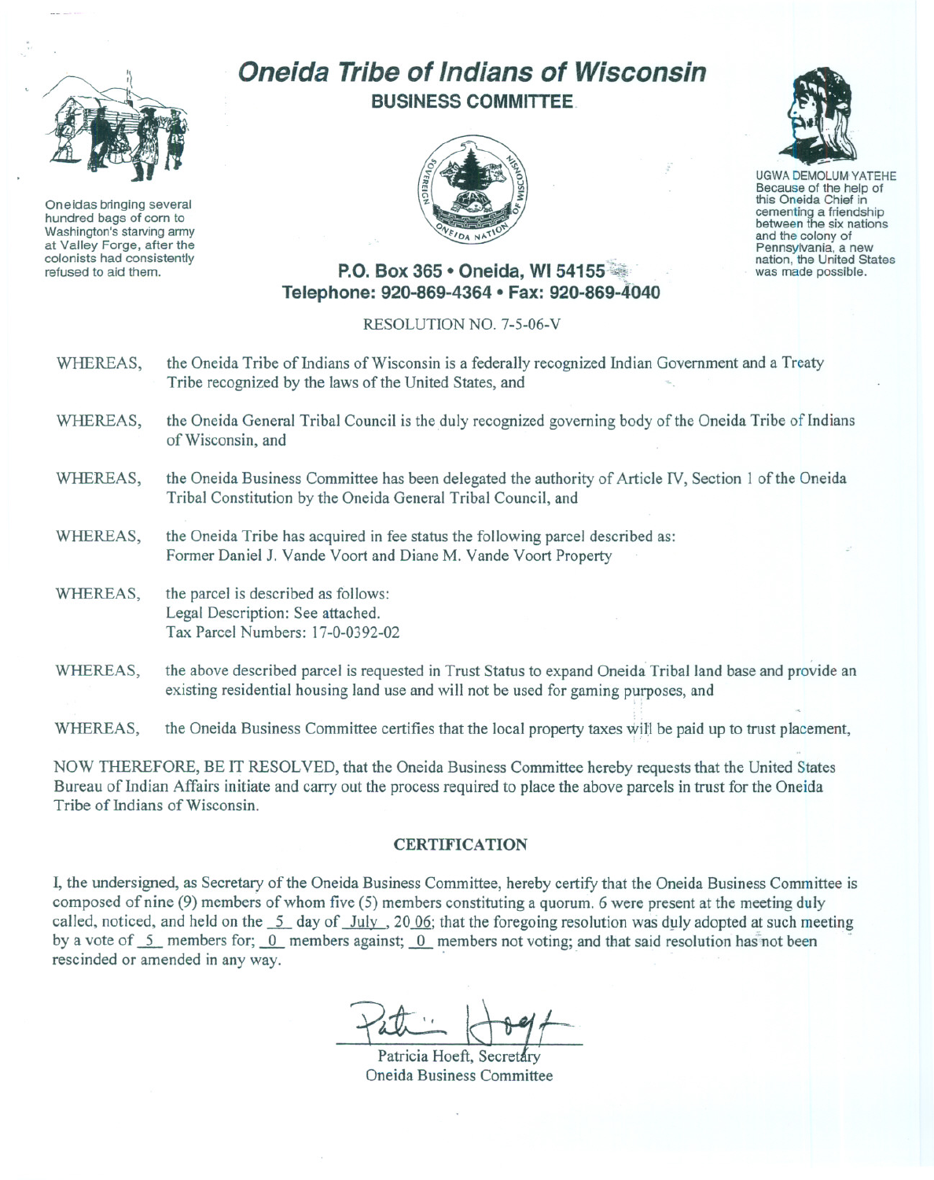Oneidas bringing several hundred bags of corn to Washington's starving army at Valley Forge, after the colonists had consistently refused to aid them.

# *Oneida Tribe of Indians of Wisconsin*

## BUSINESS COMMITTEE

UGWA DEMOLUM YATEHE
Because of the help of this Oneida Chief in cementing a friendship between the six nations and the colony of Pennsylvania, a new nation, the United States was made possible.

**P.O. Box 365 • Oneida, WI 54155**
**Telephone: 920-869-4364 • Fax: 920-869-4040**

RESOLUTION NO. 7-5-06-V

WHEREAS, the Oneida Tribe of Indians of Wisconsin is a federally recognized Indian Government and a Treaty Tribe recognized by the laws of the United States, and

WHEREAS, the Oneida General Tribal Council is the duly recognized governing body of the Oneida Tribe of Indians of Wisconsin, and

WHEREAS, the Oneida Business Committee has been delegated the authority of Article IV, Section 1 of the Oneida Tribal Constitution by the Oneida General Tribal Council, and

WHEREAS, the Oneida Tribe has acquired in fee status the following parcel described as:
Former Daniel J. Vande Voort and Diane M. Vande Voort Property

WHEREAS, the parcel is described as follows:
Legal Description: See attached.
Tax Parcel Numbers: 17-0-0392-02

WHEREAS, the above described parcel is requested in Trust Status to expand Oneida Tribal land base and provide an existing residential housing land use and will not be used for gaming purposes, and

WHEREAS, the Oneida Business Committee certifies that the local property taxes will be paid up to trust placement,

NOW THEREFORE, BE IT RESOLVED, that the Oneida Business Committee hereby requests that the United States Bureau of Indian Affairs initiate and carry out the process required to place the above parcels in trust for the Oneida Tribe of Indians of Wisconsin.

### CERTIFICATION

I, the undersigned, as Secretary of the Oneida Business Committee, hereby certify that the Oneida Business Committee is composed of nine (9) members of whom five (5) members constituting a quorum. 6 were present at the meeting duly called, noticed, and held on the 5 day of July, 2006; that the foregoing resolution was duly adopted at such meeting by a vote of 5 members for; 0 members against; 0 members not voting; and that said resolution has not been rescinded or amended in any way.

Patricia Hoeft, Secretary
Oneida Business Committee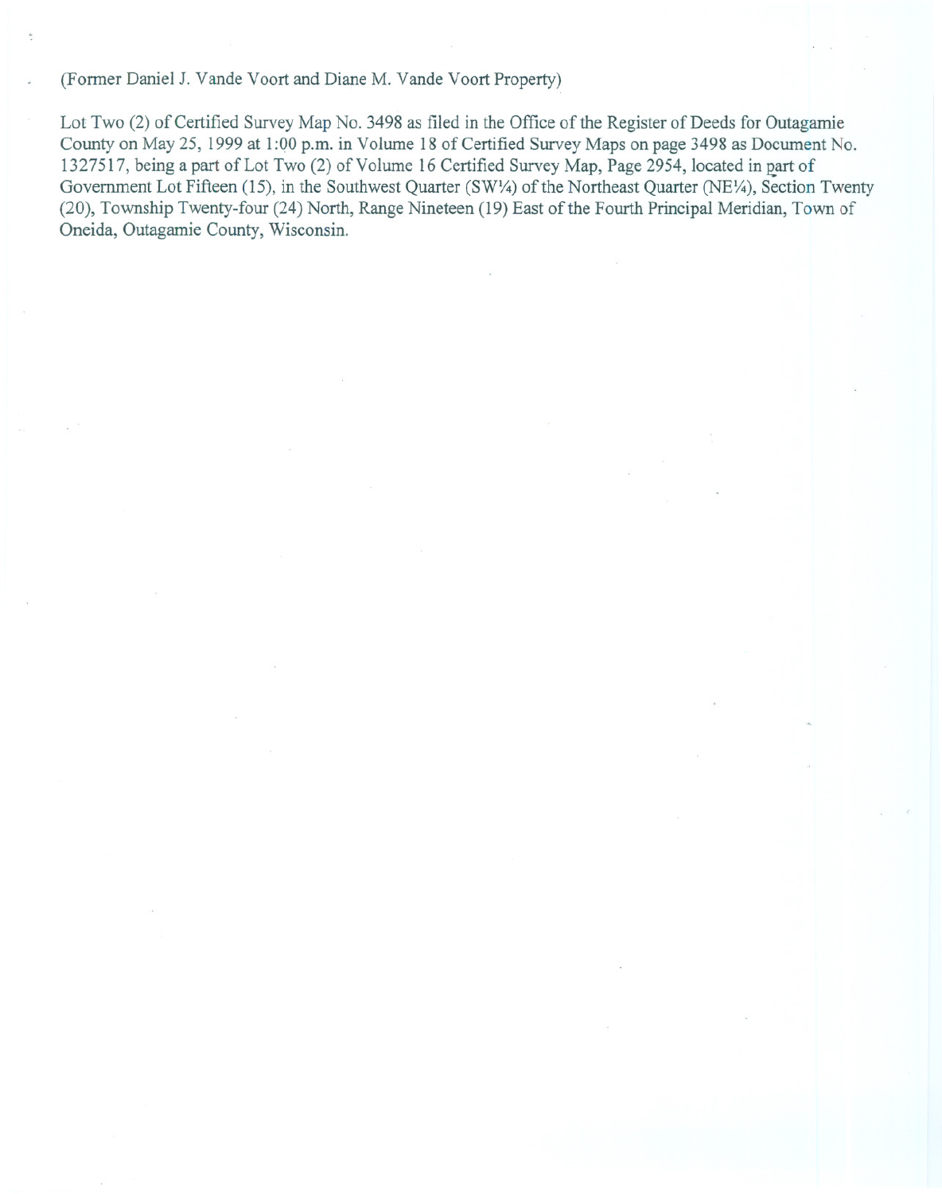(Former Daniel J. Vande Voort and Diane M. Vande Voort Property)

Lot Two (2) of Certified Survey Map No. 3498 as filed in the Office of the Register of Deeds for Outagamie County on May 25, 1999 at 1:00 p.m. in Volume 18 of Certified Survey Maps on page 3498 as Document No. 1327517, being a part of Lot Two (2) of Volume 16 Certified Survey Map, Page 2954, located in part of Government Lot Fifteen (15), in the Southwest Quarter (SW¼) of the Northeast Quarter (NE¼), Section Twenty (20), Township Twenty-four (24) North, Range Nineteen (19) East of the Fourth Principal Meridian, Town of Oneida, Outagamie County, Wisconsin.